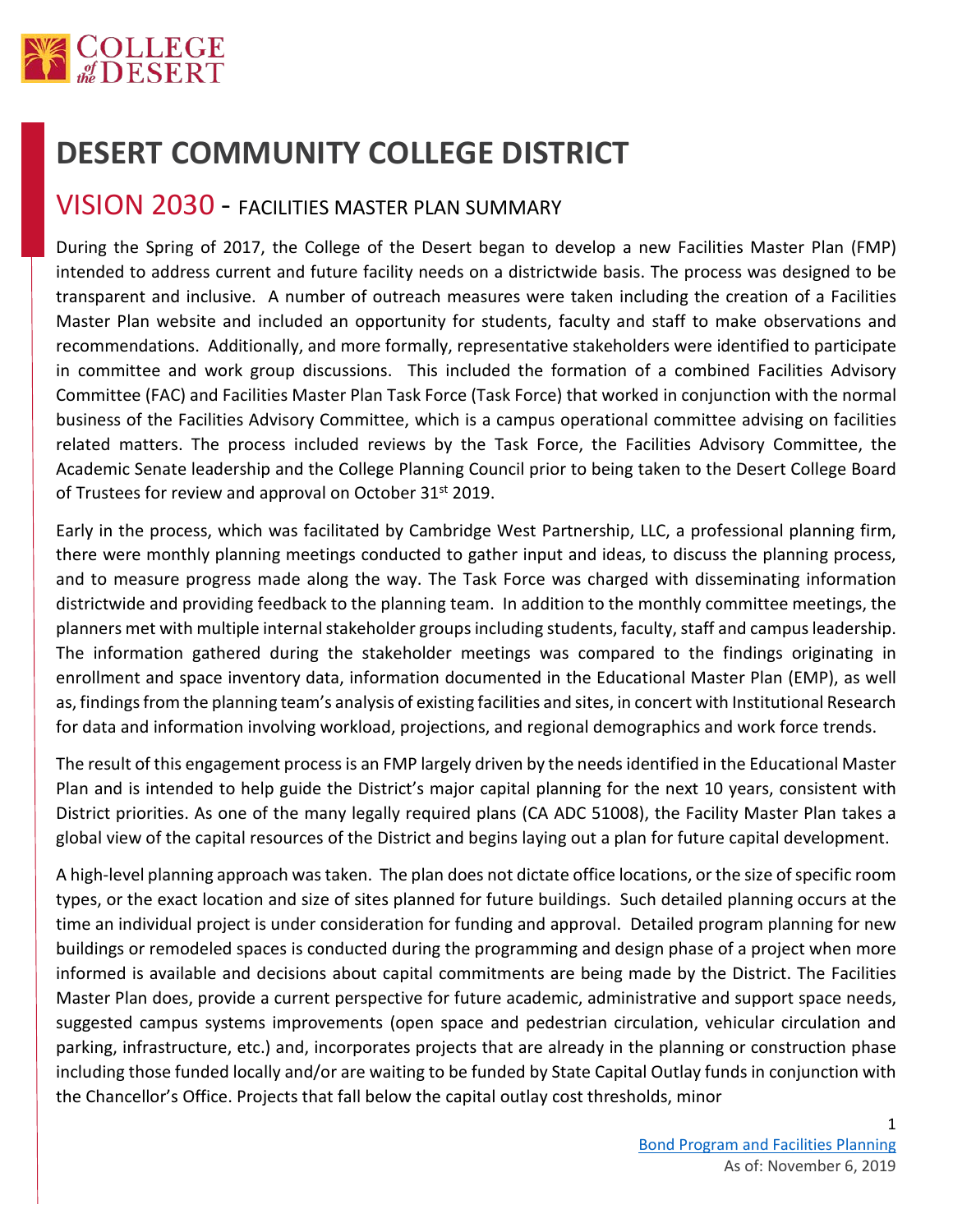# DESERT COMMUNITY COLLEGE DISTRICT

## VISION 2030 - FACILITIES MASTER PLAN SUMMARY

During the Spring of 2017, the College of the Desert began to develop a new Facilities Master Plan (FMP) intended to address current and future facility needs on a districtwide basis. The process was designed to be transparent and inclusive. A number of outreach measures were taken including the creation of a Facilities Master Plan website and included an opportunity for students, faculty and staff to make observations and recommendations. Additionally, and more formally, representative stakeholders were identified to participate in committee and work group discussions. This included the formation of a combined Facilities Advisory Committee (FAC) and Facilities Master Plan Task Force (Task Force) that worked in conjunction with the normal business of the Facilities Advisory Committee, which is a campus operational committee advising on facilities related matters. The process included reviews by the Task Force, the Facilities Advisory Committee, the Academic Senate leadership and the College Planning Council prior to being taken to the Desert College Board of Trustees for review and approval on October 31st 2019.

Early in the process, which was facilitated by Cambridge West Partnership, LLC, a professional planning firm, there were monthly planning meetings conducted to gather input and ideas, to discuss the planning process, and to measure progress made along the way. The Task Force was charged with disseminating information districtwide and providing feedback to the planning team. In addition to the monthly committee meetings, the planners met with multiple internal stakeholder groups including students, faculty, staff and campus leadership. The information gathered during the stakeholder meetings was compared to the findings originating in enrollment and space inventory data, information documented in the Educational Master Plan (EMP), as well as, findings from the planning team's analysis of existing facilities and sites, in concert with Institutional Research for data and information involving workload, projections, and regional demographics and work force trends.

The result of this engagement process is an FMP largely driven by the needs identified in the Educational Master Plan and is intended to help guide the District's major capital planning for the next 10 years, consistent with District priorities. As one of the many legally required plans (CA ADC 51008), the Facility Master Plan takes a global view of the capital resources of the District and begins laying out a plan for future capital development.

A high-level planning approach was taken. The plan does not dictate office locations, or the size of specific room types, or the exact location and size of sites planned for future buildings. Such detailed planning occurs at the time an individual project is under consideration for funding and approval. Detailed program planning for new buildings or remodeled spaces is conducted during the programming and design phase of a project when more informed is available and decisions about capital commitments are being made by the District. The Facilities Master Plan does, provide a current perspective for future academic, administrative and support space needs, suggested campus systems improvements (open space and pedestrian circulation, vehicular circulation and parking, infrastructure, etc.) and, incorporates projects that are already in the planning or construction phase including those funded locally and/or are waiting to be funded by State Capital Outlay funds in conjunction with the Chancellor's Office. Projects that fall below the capital outlay cost thresholds, minor

Bond Program and Facilities Planning
As of: November 6, 2019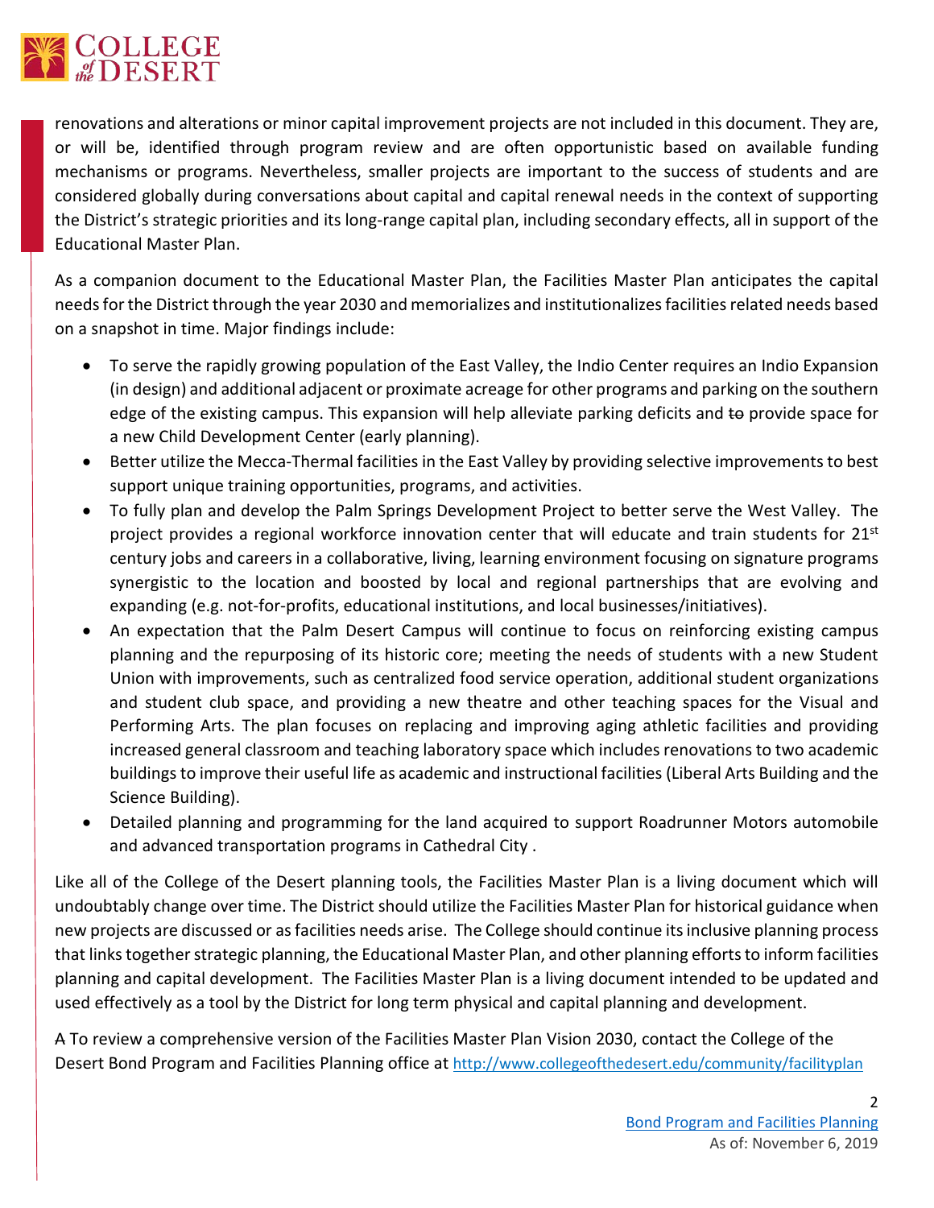renovations and alterations or minor capital improvement projects are not included in this document. They are, or will be, identified through program review and are often opportunistic based on available funding mechanisms or programs. Nevertheless, smaller projects are important to the success of students and are considered globally during conversations about capital and capital renewal needs in the context of supporting the District's strategic priorities and its long-range capital plan, including secondary effects, all in support of the Educational Master Plan.

As a companion document to the Educational Master Plan, the Facilities Master Plan anticipates the capital needs for the District through the year 2030 and memorializes and institutionalizes facilities related needs based on a snapshot in time. Major findings include:

- To serve the rapidly growing population of the East Valley, the Indio Center requires an Indio Expansion (in design) and additional adjacent or proximate acreage for other programs and parking on the southern edge of the existing campus. This expansion will help alleviate parking deficits and ~~to~~ provide space for a new Child Development Center (early planning).
- Better utilize the Mecca-Thermal facilities in the East Valley by providing selective improvements to best support unique training opportunities, programs, and activities.
- To fully plan and develop the Palm Springs Development Project to better serve the West Valley. The project provides a regional workforce innovation center that will educate and train students for 21st century jobs and careers in a collaborative, living, learning environment focusing on signature programs synergistic to the location and boosted by local and regional partnerships that are evolving and expanding (e.g. not-for-profits, educational institutions, and local businesses/initiatives).
- An expectation that the Palm Desert Campus will continue to focus on reinforcing existing campus planning and the repurposing of its historic core; meeting the needs of students with a new Student Union with improvements, such as centralized food service operation, additional student organizations and student club space, and providing a new theatre and other teaching spaces for the Visual and Performing Arts. The plan focuses on replacing and improving aging athletic facilities and providing increased general classroom and teaching laboratory space which includes renovations to two academic buildings to improve their useful life as academic and instructional facilities (Liberal Arts Building and the Science Building).
- Detailed planning and programming for the land acquired to support Roadrunner Motors automobile and advanced transportation programs in Cathedral City .

Like all of the College of the Desert planning tools, the Facilities Master Plan is a living document which will undoubtably change over time. The District should utilize the Facilities Master Plan for historical guidance when new projects are discussed or as facilities needs arise. The College should continue its inclusive planning process that links together strategic planning, the Educational Master Plan, and other planning efforts to inform facilities planning and capital development. The Facilities Master Plan is a living document intended to be updated and used effectively as a tool by the District for long term physical and capital planning and development.

~~A~~ To review a comprehensive version of the Facilities Master Plan Vision 2030, contact the College of the Desert Bond Program and Facilities Planning office at [http://www.collegeofthedesert.edu/community/facilityplan](http://www.collegeofthedesert.edu/community/facilityplan)